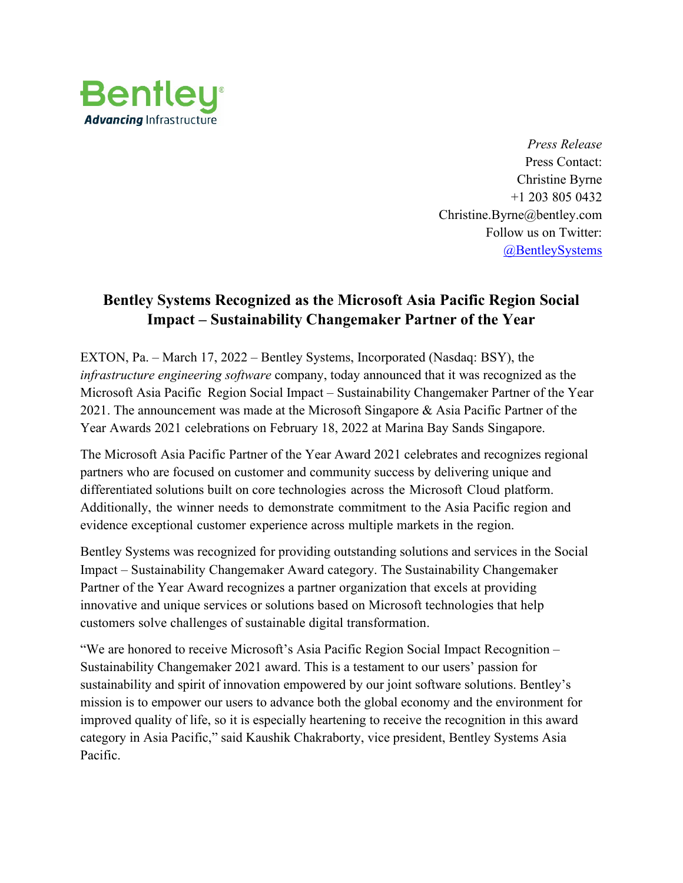Bentley
Advancing Infrastructure

*Press Release*
Press Contact:
Christine Byrne
+1 203 805 0432
Christine.Byrne@bentley.com
Follow us on Twitter:
@BentleySystems

# Bentley Systems Recognized as the Microsoft Asia Pacific Region Social Impact – Sustainability Changemaker Partner of the Year

EXTON, Pa. – March 17, 2022 – Bentley Systems, Incorporated (Nasdaq: BSY), the *infrastructure engineering software* company, today announced that it was recognized as the Microsoft Asia Pacific Region Social Impact – Sustainability Changemaker Partner of the Year 2021. The announcement was made at the Microsoft Singapore & Asia Pacific Partner of the Year Awards 2021 celebrations on February 18, 2022 at Marina Bay Sands Singapore.

The Microsoft Asia Pacific Partner of the Year Award 2021 celebrates and recognizes regional partners who are focused on customer and community success by delivering unique and differentiated solutions built on core technologies across the Microsoft Cloud platform. Additionally, the winner needs to demonstrate commitment to the Asia Pacific region and evidence exceptional customer experience across multiple markets in the region.

Bentley Systems was recognized for providing outstanding solutions and services in the Social Impact – Sustainability Changemaker Award category. The Sustainability Changemaker Partner of the Year Award recognizes a partner organization that excels at providing innovative and unique services or solutions based on Microsoft technologies that help customers solve challenges of sustainable digital transformation.

"We are honored to receive Microsoft's Asia Pacific Region Social Impact Recognition – Sustainability Changemaker 2021 award. This is a testament to our users' passion for sustainability and spirit of innovation empowered by our joint software solutions. Bentley's mission is to empower our users to advance both the global economy and the environment for improved quality of life, so it is especially heartening to receive the recognition in this award category in Asia Pacific," said Kaushik Chakraborty, vice president, Bentley Systems Asia Pacific.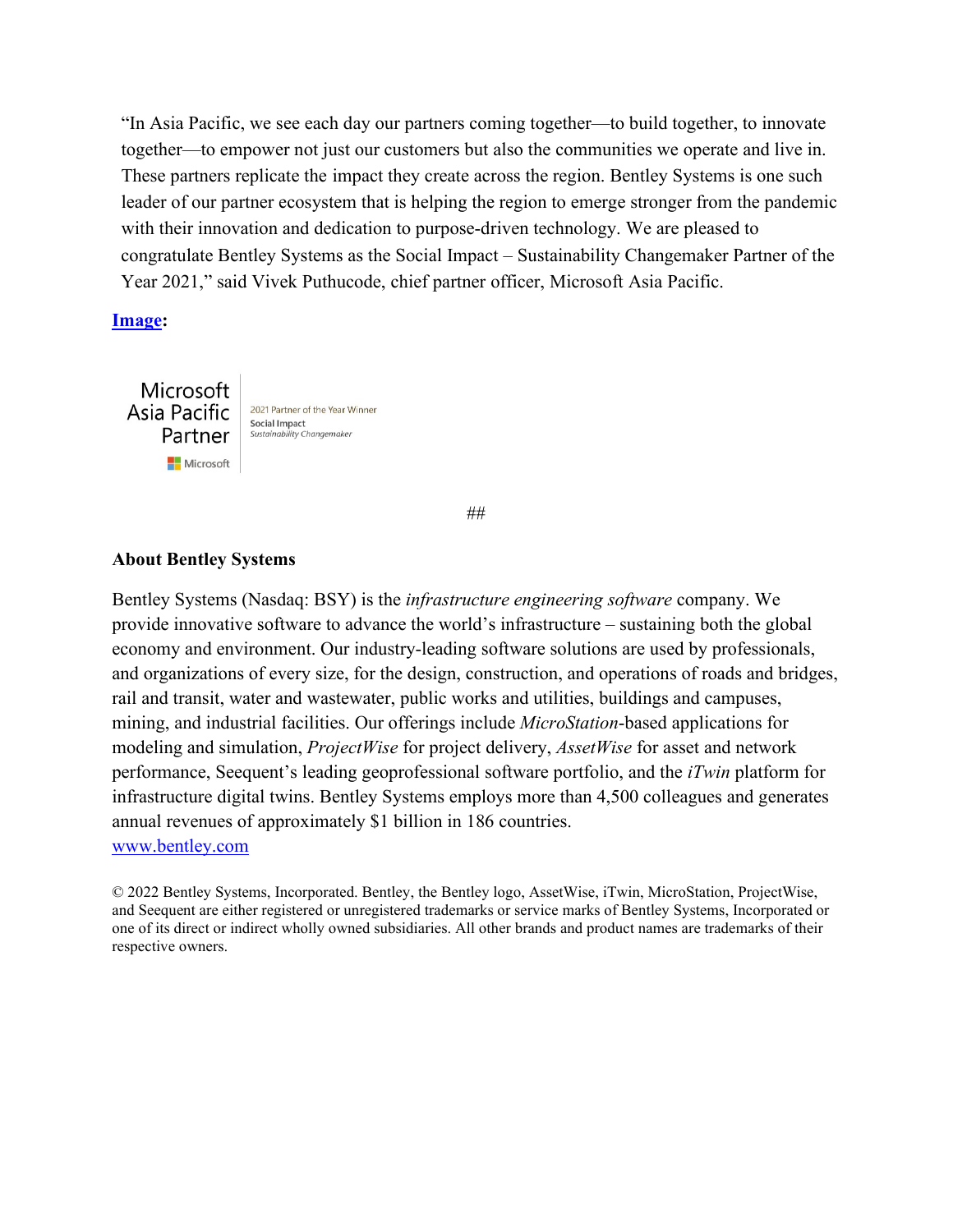"In Asia Pacific, we see each day our partners coming together—to build together, to innovate together—to empower not just our customers but also the communities we operate and live in. These partners replicate the impact they create across the region. Bentley Systems is one such leader of our partner ecosystem that is helping the region to emerge stronger from the pandemic with their innovation and dedication to purpose-driven technology. We are pleased to congratulate Bentley Systems as the Social Impact – Sustainability Changemaker Partner of the Year 2021," said Vivek Puthucode, chief partner officer, Microsoft Asia Pacific.

**[Image](#):**

Microsoft Asia Pacific Partner

Microsoft

2021 Partner of the Year Winner

Social Impact

*Sustainability Changemaker*

##

**About Bentley Systems**

Bentley Systems (Nasdaq: BSY) is the *infrastructure engineering software* company. We provide innovative software to advance the world's infrastructure – sustaining both the global economy and environment. Our industry-leading software solutions are used by professionals, and organizations of every size, for the design, construction, and operations of roads and bridges, rail and transit, water and wastewater, public works and utilities, buildings and campuses, mining, and industrial facilities. Our offerings include *MicroStation*-based applications for modeling and simulation, *ProjectWise* for project delivery, *AssetWise* for asset and network performance, Seequent's leading geoprofessional software portfolio, and the *iTwin* platform for infrastructure digital twins. Bentley Systems employs more than 4,500 colleagues and generates annual revenues of approximately $1 billion in 186 countries.
[www.bentley.com](http://www.bentley.com)

© 2022 Bentley Systems, Incorporated. Bentley, the Bentley logo, AssetWise, iTwin, MicroStation, ProjectWise, and Seequent are either registered or unregistered trademarks or service marks of Bentley Systems, Incorporated or one of its direct or indirect wholly owned subsidiaries. All other brands and product names are trademarks of their respective owners.